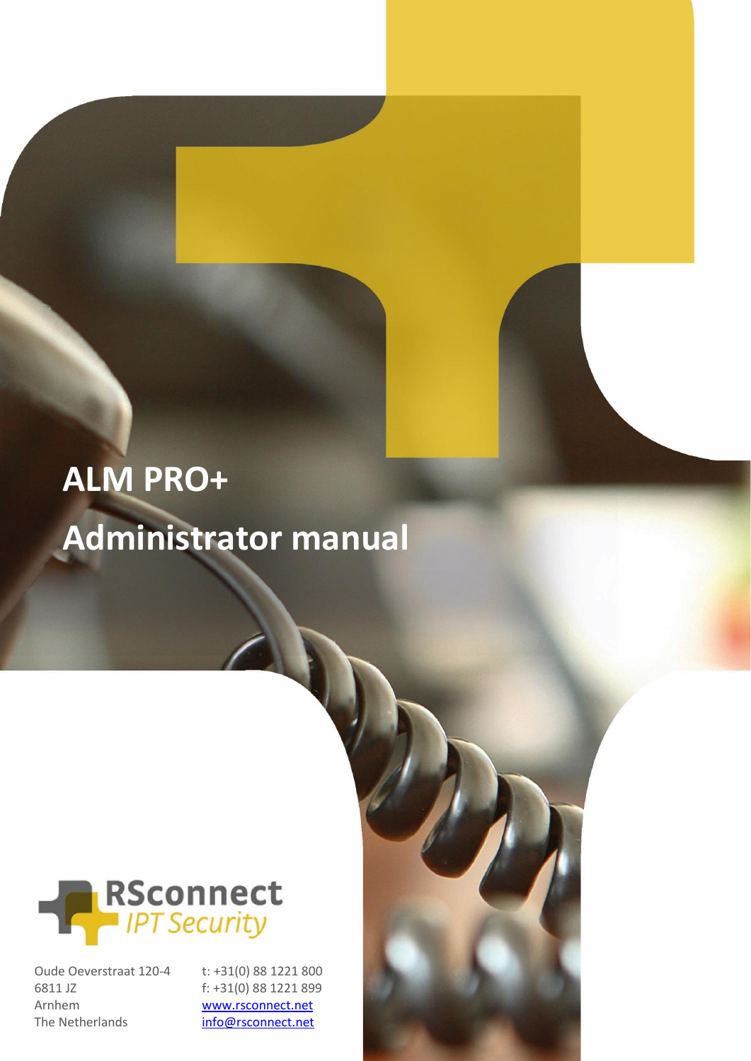# ALM PRO+

# Administrator manual

RSconnect
IPT Security

Oude Oeverstraat 120-4
6811 JZ
Arnhem
The Netherlands

t: +31(0) 88 1221 800
f: +31(0) 88 1221 899
www.rsconnect.net
info@rsconnect.net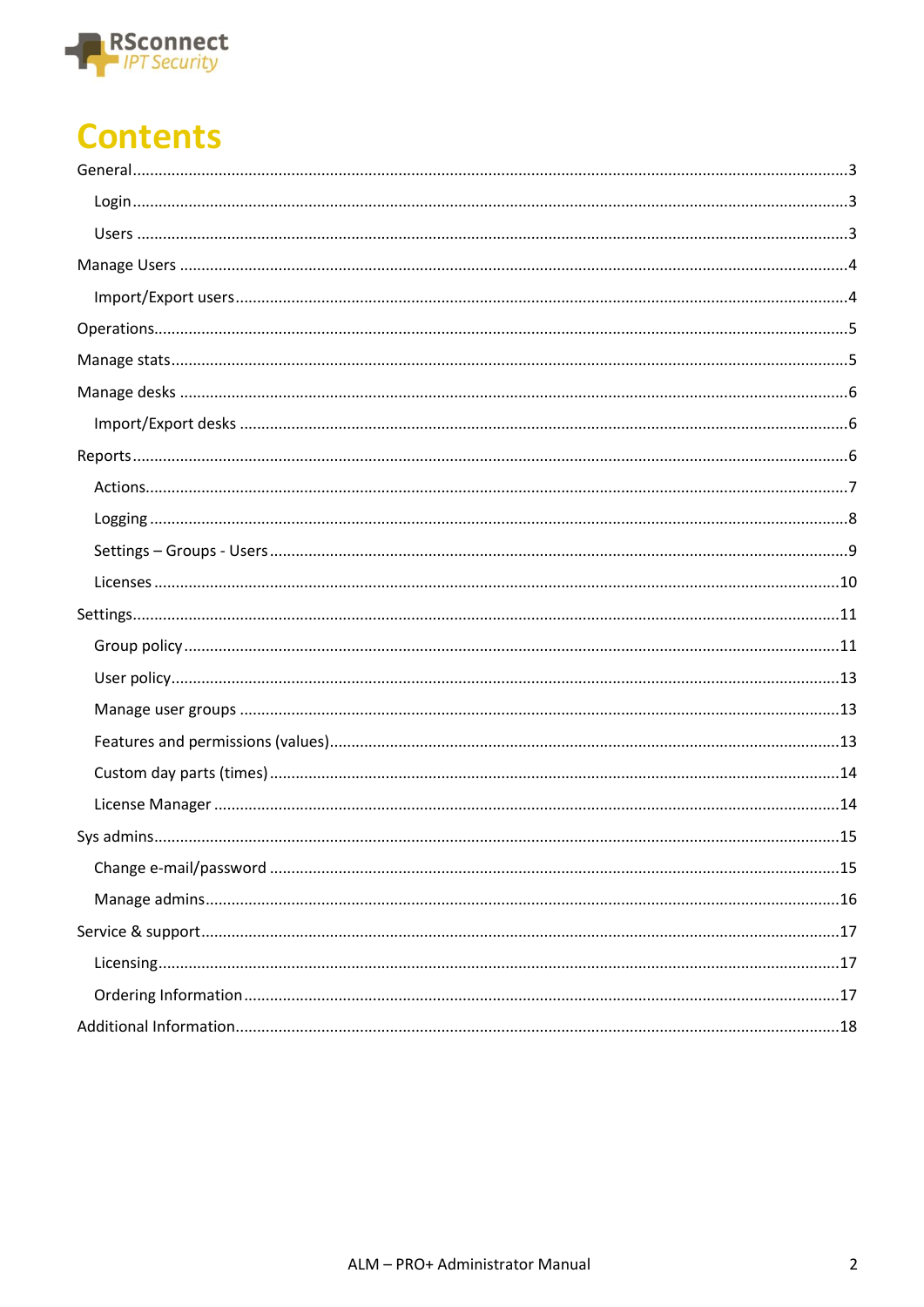# Contents

- General ..... 3
  - Login ..... 3
  - Users ..... 3
- Manage Users ..... 4
  - Import/Export users ..... 4
- Operations ..... 5
- Manage stats ..... 5
- Manage desks ..... 6
  - Import/Export desks ..... 6
- Reports ..... 6
  - Actions ..... 7
  - Logging ..... 8
  - Settings – Groups - Users ..... 9
  - Licenses ..... 10
- Settings ..... 11
  - Group policy ..... 11
  - User policy ..... 13
  - Manage user groups ..... 13
  - Features and permissions (values) ..... 13
  - Custom day parts (times) ..... 14
  - License Manager ..... 14
- Sys admins ..... 15
  - Change e-mail/password ..... 15
  - Manage admins ..... 16
- Service & support ..... 17
  - Licensing ..... 17
  - Ordering Information ..... 17
- Additional Information ..... 18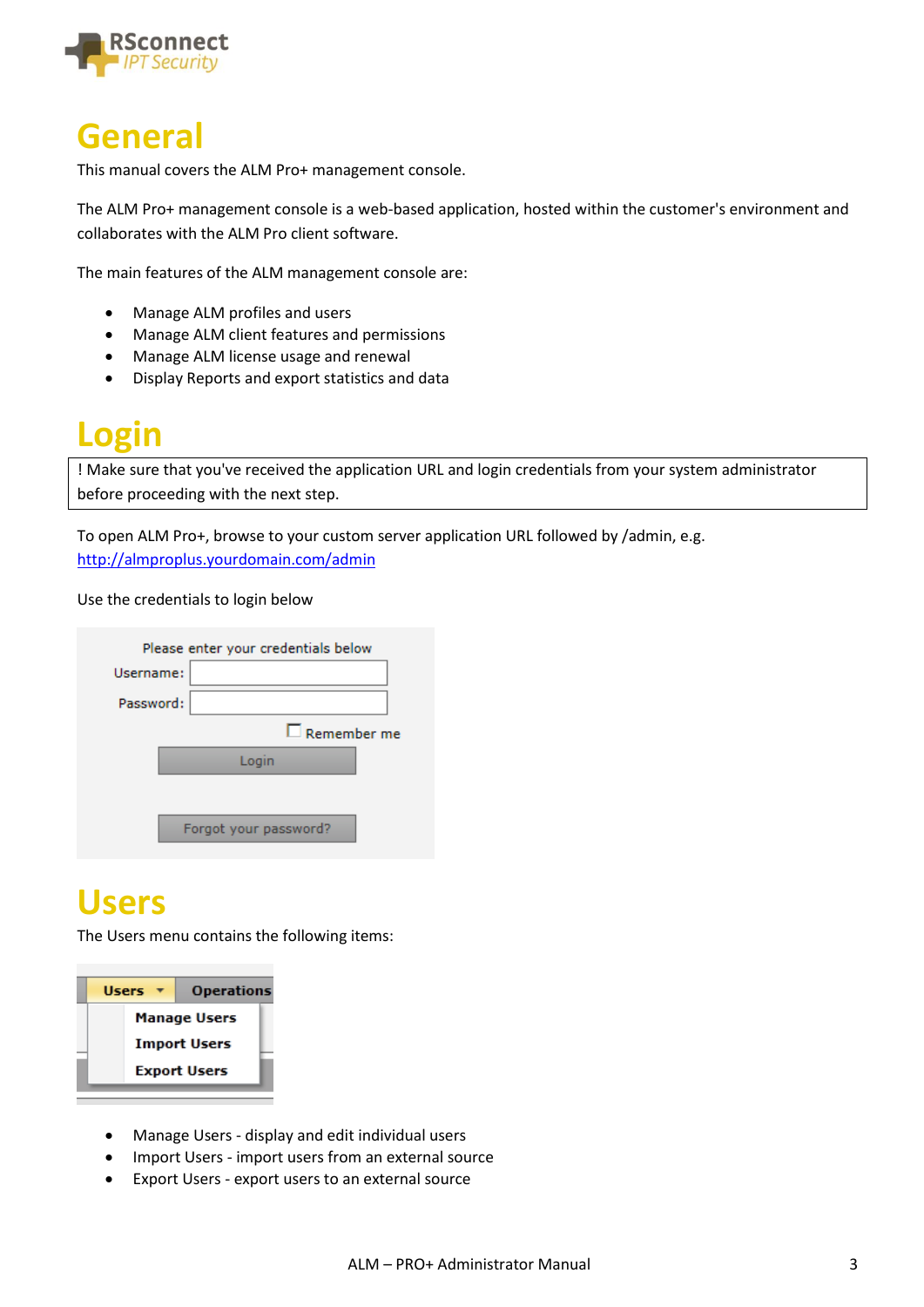# General

This manual covers the ALM Pro+ management console.

The ALM Pro+ management console is a web-based application, hosted within the customer's environment and collaborates with the ALM Pro client software.

The main features of the ALM management console are:

- Manage ALM profiles and users
- Manage ALM client features and permissions
- Manage ALM license usage and renewal
- Display Reports and export statistics and data

# Login

! Make sure that you've received the application URL and login credentials from your system administrator before proceeding with the next step.

To open ALM Pro+, browse to your custom server application URL followed by /admin, e.g. http://almproplus.yourdomain.com/admin

Use the credentials to login below

Please enter your credentials below

Username:

Password:

Remember me

Login

Forgot your password?

# Users

The Users menu contains the following items:

Users | Operations

Manage Users

Import Users

Export Users

- Manage Users - display and edit individual users
- Import Users - import users from an external source
- Export Users - export users to an external source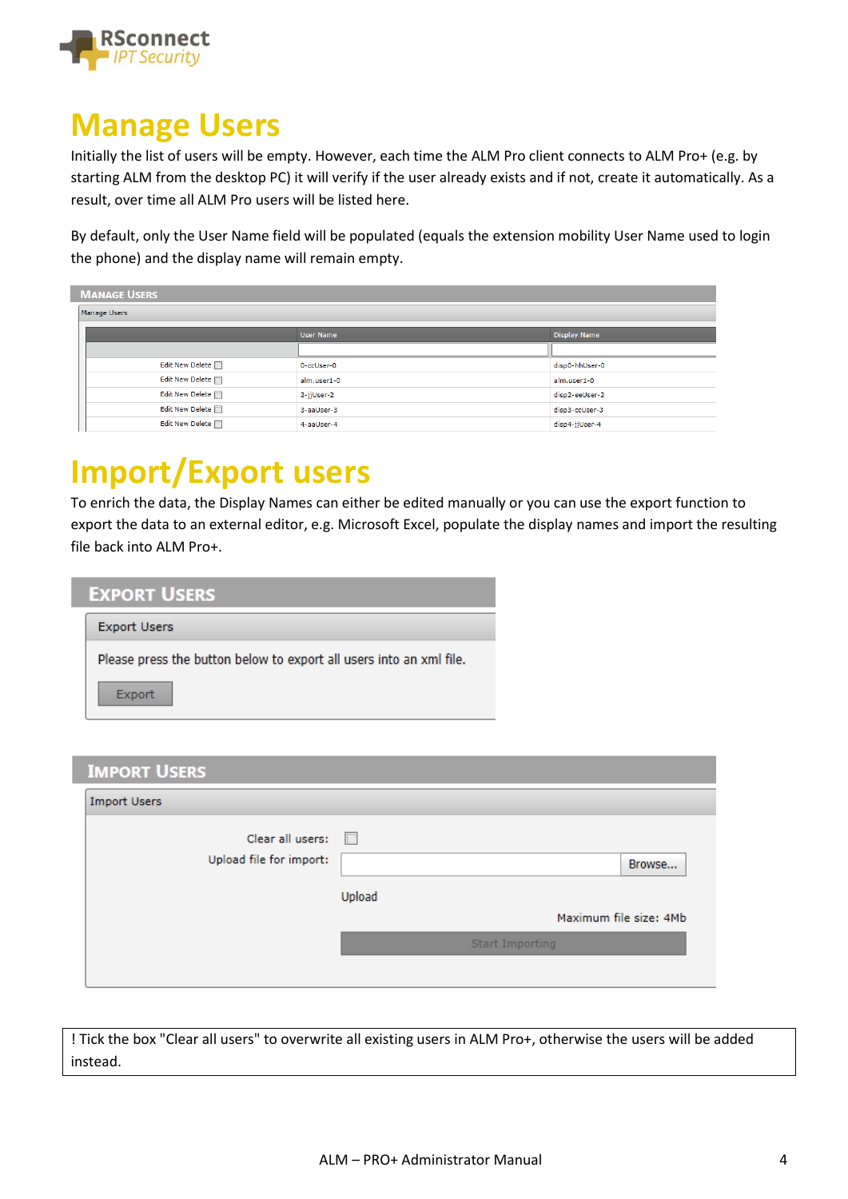# Manage Users

Initially the list of users will be empty. However, each time the ALM Pro client connects to ALM Pro+ (e.g. by starting ALM from the desktop PC) it will verify if the user already exists and if not, create it automatically. As a result, over time all ALM Pro users will be listed here.

By default, only the User Name field will be populated (equals the extension mobility User Name used to login the phone) and the display name will remain empty.

**MANAGE USERS**

Manage Users

| | User Name | Display Name |
|---|---|---|
| Edit New Delete | 0-ccUser-0 | disp0-hhUser-0 |
| Edit New Delete | alm.user1-0 | alm.user1-0 |
| Edit New Delete | 2-jjUser-2 | disp2-eeUser-2 |
| Edit New Delete | 3-aaUser-3 | disp3-ccUser-3 |
| Edit New Delete | 4-aaUser-4 | disp4-jjUser-4 |

# Import/Export users

To enrich the data, the Display Names can either be edited manually or you can use the export function to export the data to an external editor, e.g. Microsoft Excel, populate the display names and import the resulting file back into ALM Pro+.

**EXPORT USERS**

Export Users

Please press the button below to export all users into an xml file.

Export

**IMPORT USERS**

Import Users

Clear all users:

Upload file for import: Browse...

Upload

Maximum file size: 4Mb

Start Importing

! Tick the box "Clear all users" to overwrite all existing users in ALM Pro+, otherwise the users will be added instead.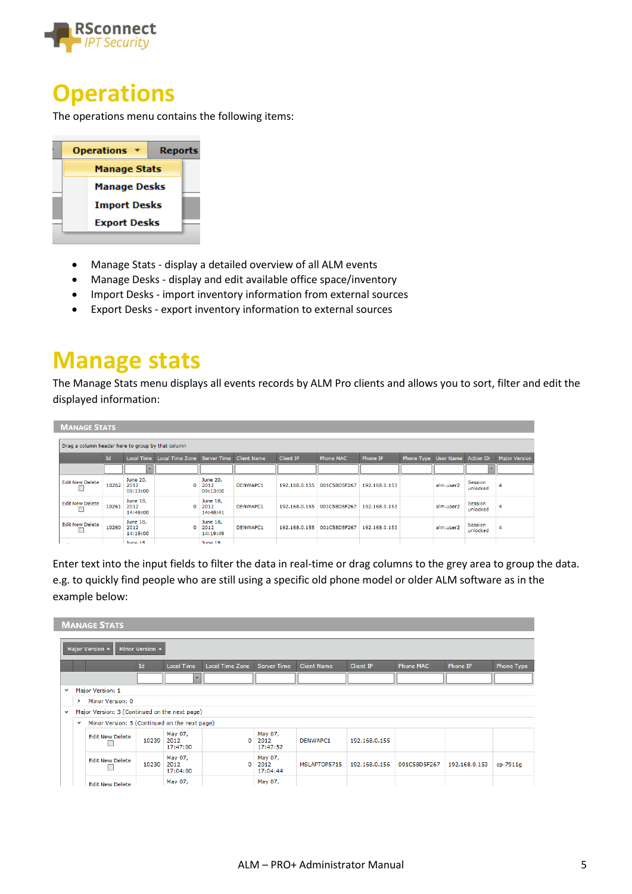# Operations

The operations menu contains the following items:

- Manage Stats - display a detailed overview of all ALM events
- Manage Desks - display and edit available office space/inventory
- Import Desks - import inventory information from external sources
- Export Desks - export inventory information to external sources

# Manage stats

The Manage Stats menu displays all events records by ALM Pro clients and allows you to sort, filter and edit the displayed information:

Enter text into the input fields to filter the data in real-time or drag columns to the grey area to group the data. e.g. to quickly find people who are still using a specific old phone model or older ALM software as in the example below: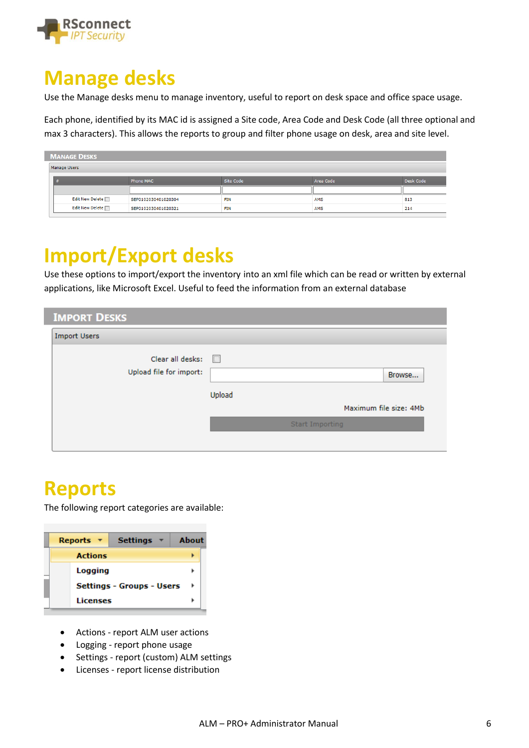# Manage desks

Use the Manage desks menu to manage inventory, useful to report on desk space and office space usage.

Each phone, identified by its MAC id is assigned a Site code, Area Code and Desk Code (all three optional and max 3 characters). This allows the reports to group and filter phone usage on desk, area and site level.

**MANAGE DESKS**

Manage Users

| # | Phone MAC | Site Code | Area Code | Desk Code |
|---|---|---|---|---|
| | | | | |
| Edit New Delete | SEP0102030401020304 | FIN | AMS | 813 |
| Edit New Delete | SEP0102030401020321 | FIN | AMS | 214 |

# Import/Export desks

Use these options to import/export the inventory into an xml file which can be read or written by external applications, like Microsoft Excel. Useful to feed the information from an external database

**IMPORT DESKS**

Import Users

Clear all desks:

Upload file for import: Browse...

Upload

Maximum file size: 4Mb

Start Importing

# Reports

The following report categories are available:

Reports | Settings | About

- Actions
- Logging
- Settings - Groups - Users
- Licenses

- Actions - report ALM user actions
- Logging - report phone usage
- Settings - report (custom) ALM settings
- Licenses - report license distribution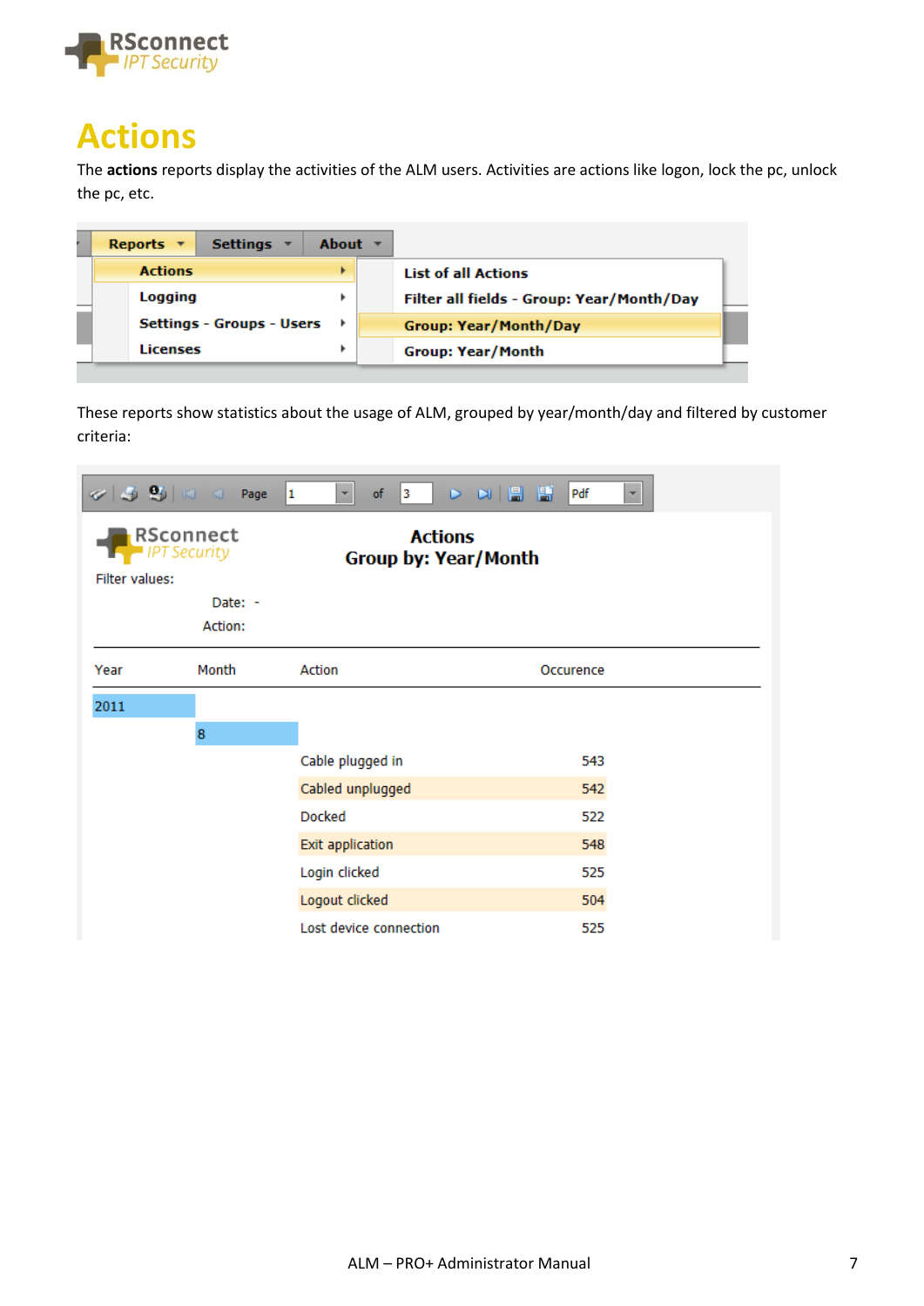# Actions

The **actions** reports display the activities of the ALM users. Activities are actions like logon, lock the pc, unlock the pc, etc.

Reports ▾ Settings ▾ About ▾

- Actions
  - List of all Actions
  - Filter all fields - Group: Year/Month/Day
  - Group: Year/Month/Day
  - Group: Year/Month
- Logging
- Settings - Groups - Users
- Licenses

These reports show statistics about the usage of ALM, grouped by year/month/day and filtered by customer criteria:

Page 1 of 3 Pdf

**Actions**
**Group by: Year/Month**

Filter values:

Date: -

Action:

| Year | Month | Action | Occurence |
|---|---|---|---|
| 2011 | | | |
| | 8 | | |
| | | Cable plugged in | 543 |
| | | Cabled unplugged | 542 |
| | | Docked | 522 |
| | | Exit application | 548 |
| | | Login clicked | 525 |
| | | Logout clicked | 504 |
| | | Lost device connection | 525 |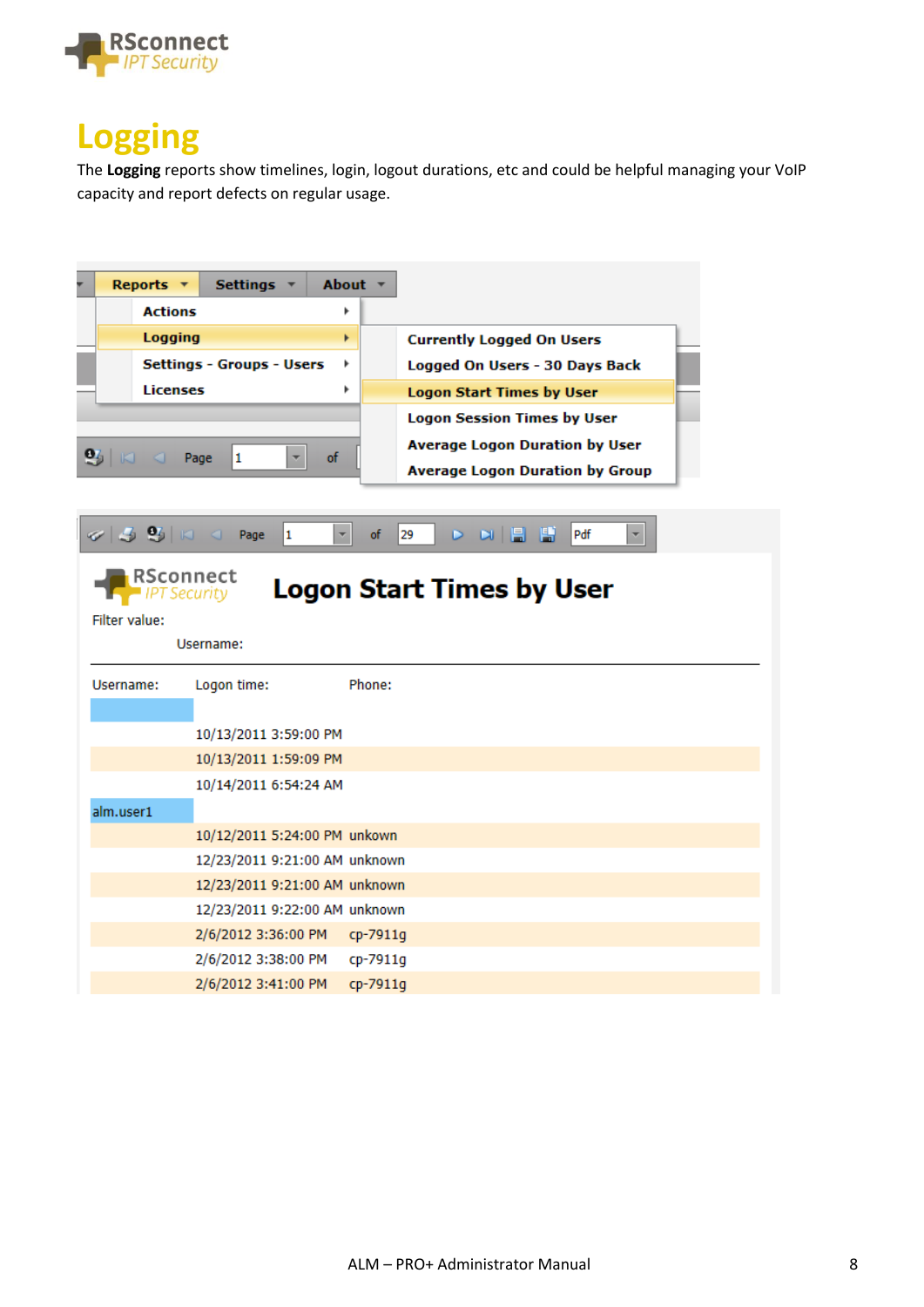# Logging

The **Logging** reports show timelines, login, logout durations, etc and could be helpful managing your VoIP capacity and report defects on regular usage.

Reports | Settings | About

- Actions
- Logging
  - Currently Logged On Users
  - Logged On Users - 30 Days Back
  - Logon Start Times by User
  - Logon Session Times by User
  - Average Logon Duration by User
  - Average Logon Duration by Group
- Settings - Groups - Users
- Licenses

Page 1 of 29 Pdf

## Logon Start Times by User

Filter value:

Username:

| Username: | Logon time: | Phone: |
|---|---|---|
| | | |
| | 10/13/2011 3:59:00 PM | |
| | 10/13/2011 1:59:09 PM | |
| | 10/14/2011 6:54:24 AM | |
| alm.user1 | | |
| | 10/12/2011 5:24:00 PM | unkown |
| | 12/23/2011 9:21:00 AM | unknown |
| | 12/23/2011 9:21:00 AM | unknown |
| | 12/23/2011 9:22:00 AM | unknown |
| | 2/6/2012 3:36:00 PM | cp-7911g |
| | 2/6/2012 3:38:00 PM | cp-7911g |
| | 2/6/2012 3:41:00 PM | cp-7911g |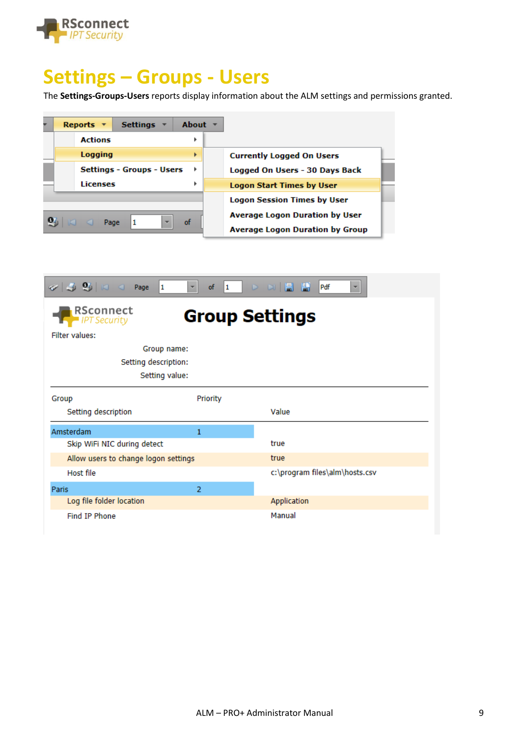# Settings – Groups - Users

The **Settings-Groups-Users** reports display information about the ALM settings and permissions granted.

Reports | Settings | About

- Actions
- Logging
  - Currently Logged On Users
  - Logged On Users - 30 Days Back
  - Logon Start Times by User
  - Logon Session Times by User
  - Average Logon Duration by User
  - Average Logon Duration by Group
- Settings - Groups - Users
- Licenses

## Group Settings

Filter values:

Group name:
Setting description:
Setting value:

| Group / Setting description | Priority | Value |
|---|---|---|
| Amsterdam | 1 | |
| Skip WiFi NIC during detect | | true |
| Allow users to change logon settings | | true |
| Host file | | c:\program files\alm\hosts.csv |
| Paris | 2 | |
| Log file folder location | | Application |
| Find IP Phone | | Manual |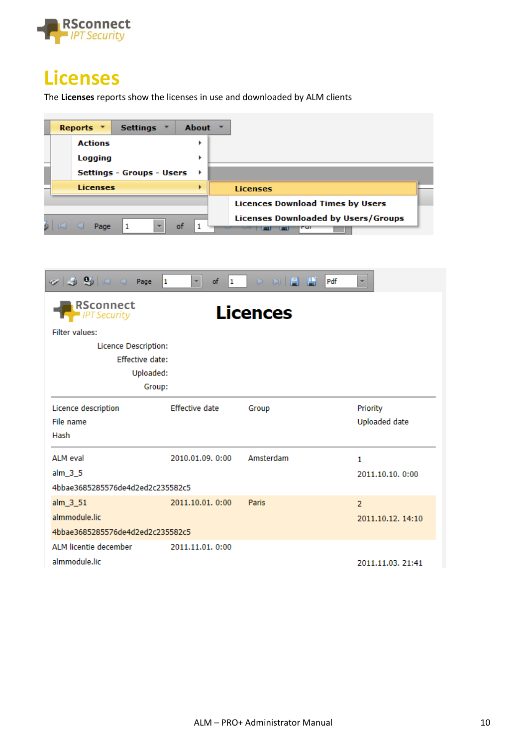# Licenses

The **Licenses** reports show the licenses in use and downloaded by ALM clients

Reports | Settings | About

- Actions
- Logging
- Settings - Groups - Users
- Licenses
  - Licenses
  - Licences Download Times by Users
  - Licenses Downloaded by Users/Groups

Page 1 of 1 | Pdf

# Licences

Filter values:

Licence Description:

Effective date:

Uploaded:

Group:

| Licence description<br>File name<br>Hash | Effective date | Group | Priority<br>Uploaded date |
|---|---|---|---|
| ALM eval<br>alm_3_5<br>4bbae3685285576de4d2ed2c235582c5 | 2010.01.09. 0:00 | Amsterdam | 1<br>2011.10.10. 0:00 |
| alm_3_51<br>almmodule.lic<br>4bbae3685285576de4d2ed2c235582c5 | 2011.10.01. 0:00 | Paris | 2<br>2011.10.12. 14:10 |
| ALM licentie december<br>almmodule.lic | 2011.11.01. 0:00 | | <br>2011.11.03. 21:41 |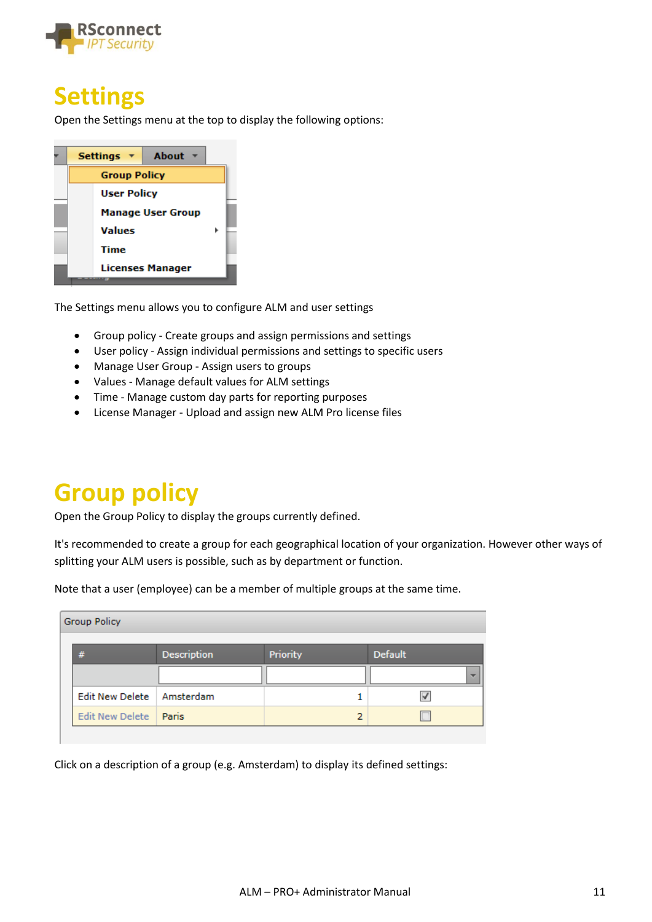# Settings

Open the Settings menu at the top to display the following options:

The Settings menu allows you to configure ALM and user settings

- Group policy - Create groups and assign permissions and settings
- User policy - Assign individual permissions and settings to specific users
- Manage User Group - Assign users to groups
- Values - Manage default values for ALM settings
- Time - Manage custom day parts for reporting purposes
- License Manager - Upload and assign new ALM Pro license files

# Group policy

Open the Group Policy to display the groups currently defined.

It's recommended to create a group for each geographical location of your organization. However other ways of splitting your ALM users is possible, such as by department or function.

Note that a user (employee) can be a member of multiple groups at the same time.

Click on a description of a group (e.g. Amsterdam) to display its defined settings: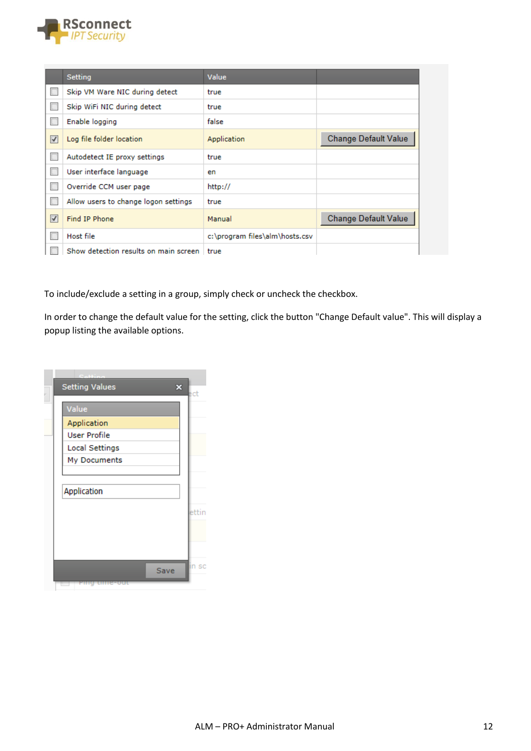| | Setting | Value | |
|---|---|---|---|
| ☐ | Skip VM Ware NIC during detect | true | |
| ☐ | Skip WiFi NIC during detect | true | |
| ☐ | Enable logging | false | |
| ☑ | Log file folder location | Application | Change Default Value |
| ☐ | Autodetect IE proxy settings | true | |
| ☐ | User interface language | en | |
| ☐ | Override CCM user page | http:// | |
| ☐ | Allow users to change logon settings | true | |
| ☑ | Find IP Phone | Manual | Change Default Value |
| ☐ | Host file | c:\program files\alm\hosts.csv | |
| ☐ | Show detection results on main screen | true | |

To include/exclude a setting in a group, simply check or uncheck the checkbox.

In order to change the default value for the setting, click the button "Change Default value". This will display a popup listing the available options.

**Setting Values**

| Value |
|---|
| Application |
| User Profile |
| Local Settings |
| My Documents |

Application

Save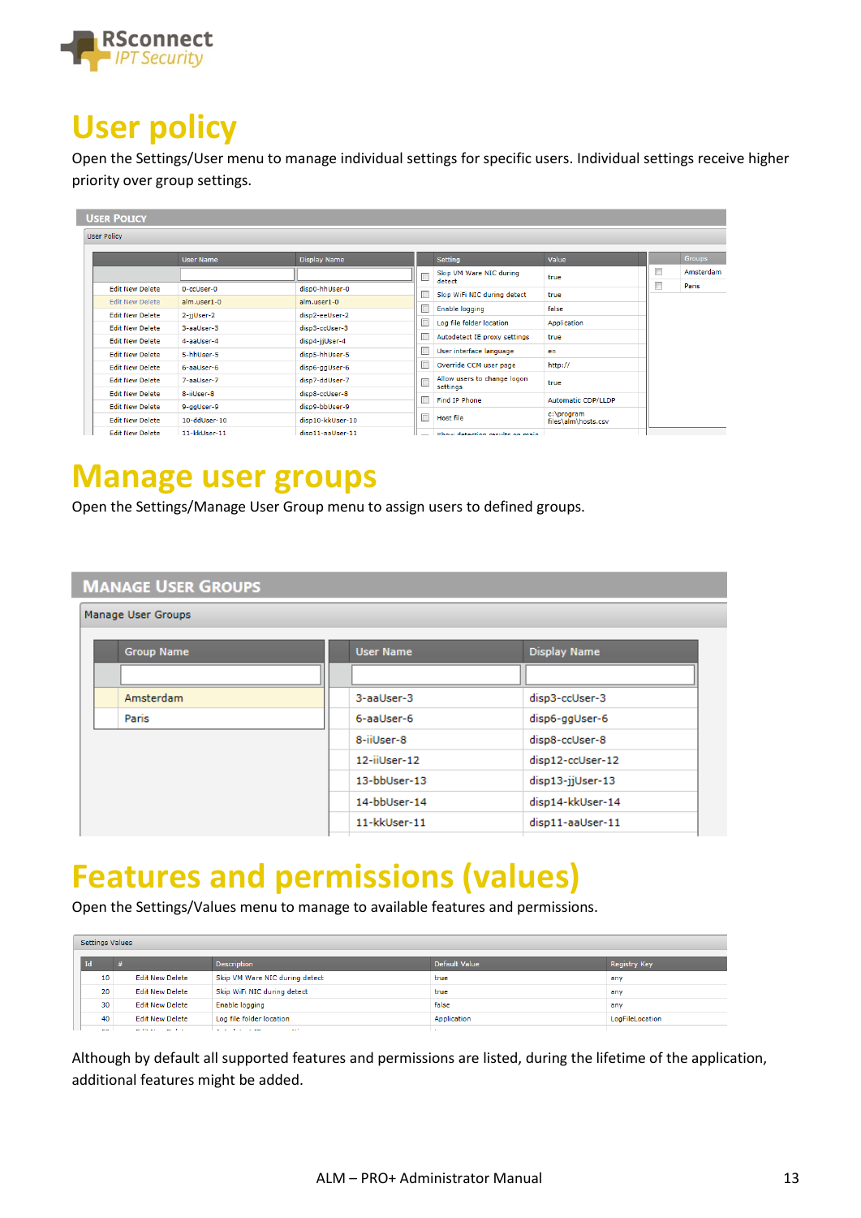# User policy

Open the Settings/User menu to manage individual settings for specific users. Individual settings receive higher priority over group settings.

**USER POLICY**

User Policy

| | User Name | Display Name |
|---|---|---|
| | | |
| Edit New Delete | 0-ccUser-0 | disp0-hhUser-0 |
| Edit New Delete | alm.user1-0 | alm.user1-0 |
| Edit New Delete | 2-jjUser-2 | disp2-eeUser-2 |
| Edit New Delete | 3-aaUser-3 | disp3-ccUser-3 |
| Edit New Delete | 4-aaUser-4 | disp4-jjUser-4 |
| Edit New Delete | 5-hhUser-5 | disp5-hhUser-5 |
| Edit New Delete | 6-aaUser-6 | disp6-ggUser-6 |
| Edit New Delete | 7-aaUser-7 | disp7-ddUser-7 |
| Edit New Delete | 8-iiUser-8 | disp8-ccUser-8 |
| Edit New Delete | 9-ggUser-9 | disp9-bbUser-9 |
| Edit New Delete | 10-ddUser-10 | disp10-kkUser-10 |
| Edit New Delete | 11-kkUser-11 | disp11-aaUser-11 |

| | Setting | Value |
|---|---|---|
| ☐ | Skip VM Ware NIC during detect | true |
| ☐ | Skip WiFi NIC during detect | true |
| ☐ | Enable logging | false |
| ☐ | Log file folder location | Application |
| ☐ | Autodetect IE proxy settings | true |
| ☐ | User interface language | en |
| ☐ | Override CCM user page | http:// |
| ☐ | Allow users to change logon settings | true |
| ☐ | Find IP Phone | Automatic CDP/LLDP |
| ☐ | Host file | c:\program files\alm\hosts.csv |
| | Show detection results on main | |

| | Groups |
|---|---|
| ☐ | Amsterdam |
| ☐ | Paris |

# Manage user groups

Open the Settings/Manage User Group menu to assign users to defined groups.

**MANAGE USER GROUPS**

Manage User Groups

| Group Name |
|---|
| |
| Amsterdam |
| Paris |

| User Name | Display Name |
|---|---|
| | |
| 3-aaUser-3 | disp3-ccUser-3 |
| 6-aaUser-6 | disp6-ggUser-6 |
| 8-iiUser-8 | disp8-ccUser-8 |
| 12-iiUser-12 | disp12-ccUser-12 |
| 13-bbUser-13 | disp13-jjUser-13 |
| 14-bbUser-14 | disp14-kkUser-14 |
| 11-kkUser-11 | disp11-aaUser-11 |

# Features and permissions (values)

Open the Settings/Values menu to manage to available features and permissions.

Settings Values

| Id | # | Description | Default Value | Registry Key |
|---|---|---|---|---|
| 10 | Edit New Delete | Skip VM Ware NIC during detect | true | any |
| 20 | Edit New Delete | Skip WiFi NIC during detect | true | any |
| 30 | Edit New Delete | Enable logging | false | any |
| 40 | Edit New Delete | Log file folder location | Application | LogFileLocation |

Although by default all supported features and permissions are listed, during the lifetime of the application, additional features might be added.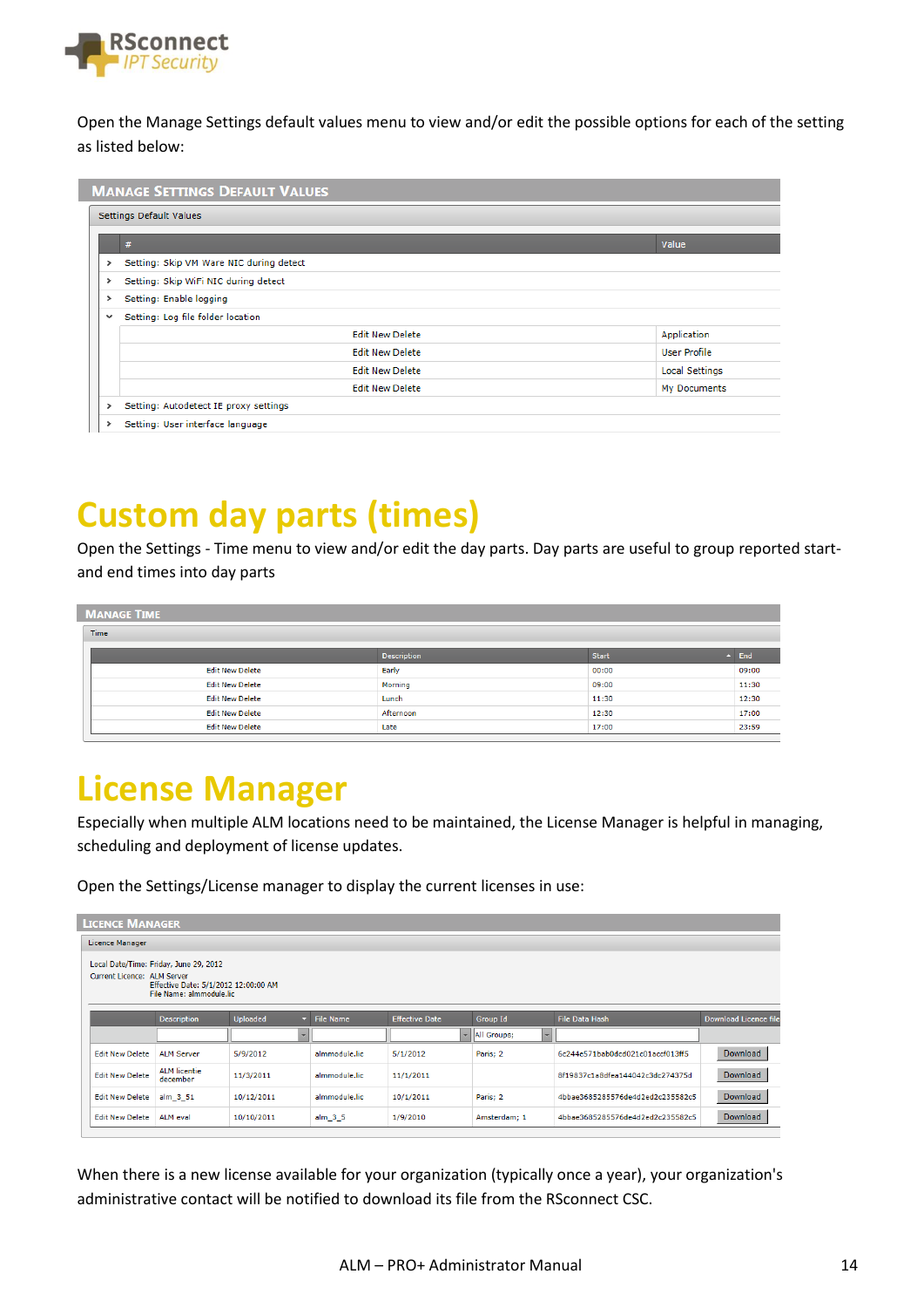Open the Manage Settings default values menu to view and/or edit the possible options for each of the setting as listed below:

**MANAGE SETTINGS DEFAULT VALUES**

Settings Default Values

| | # | Value |
|---|---|---|
| › | Setting: Skip VM Ware NIC during detect | |
| › | Setting: Skip WiFi NIC during detect | |
| › | Setting: Enable logging | |
| ˅ | Setting: Log file folder location | |
| | Edit New Delete | Application |
| | Edit New Delete | User Profile |
| | Edit New Delete | Local Settings |
| | Edit New Delete | My Documents |
| › | Setting: Autodetect IE proxy settings | |
| › | Setting: User interface language | |

# Custom day parts (times)

Open the Settings - Time menu to view and/or edit the day parts. Day parts are useful to group reported start- and end times into day parts

**MANAGE TIME**

Time

| | Description | Start | End |
|---|---|---|---|
| Edit New Delete | Early | 00:00 | 09:00 |
| Edit New Delete | Morning | 09:00 | 11:30 |
| Edit New Delete | Lunch | 11:30 | 12:30 |
| Edit New Delete | Afternoon | 12:30 | 17:00 |
| Edit New Delete | Late | 17:00 | 23:59 |

# License Manager

Especially when multiple ALM locations need to be maintained, the License Manager is helpful in managing, scheduling and deployment of license updates.

Open the Settings/License manager to display the current licenses in use:

**LICENCE MANAGER**

Licence Manager

Local Date/Time: Friday, June 29, 2012
Current Licence: ALM Server
Effective Date: 5/1/2012 12:00:00 AM
File Name: almmodule.lic

| | Description | Uploaded | File Name | Effective Date | Group Id | File Data Hash | Download Licence file |
|---|---|---|---|---|---|---|---|
| | | | | | All Groups; | | |
| Edit New Delete | ALM Server | 5/9/2012 | almmodule.lic | 5/1/2012 | Paris; 2 | 6c244e571bab0dcd021c01accf013ff5 | Download |
| Edit New Delete | ALM licentie december | 11/3/2011 | almmodule.lic | 11/1/2011 | | 8f19837c1a8dfea144042c3dc274375d | Download |
| Edit New Delete | alm_3_51 | 10/12/2011 | almmodule.lic | 10/1/2011 | Paris; 2 | 4bbae3685285576de4d2ed2c235582c5 | Download |
| Edit New Delete | ALM eval | 10/10/2011 | alm_3_5 | 1/9/2010 | Amsterdam; 1 | 4bbae3685285576de4d2ed2c235582c5 | Download |

When there is a new license available for your organization (typically once a year), your organization's administrative contact will be notified to download its file from the RSconnect CSC.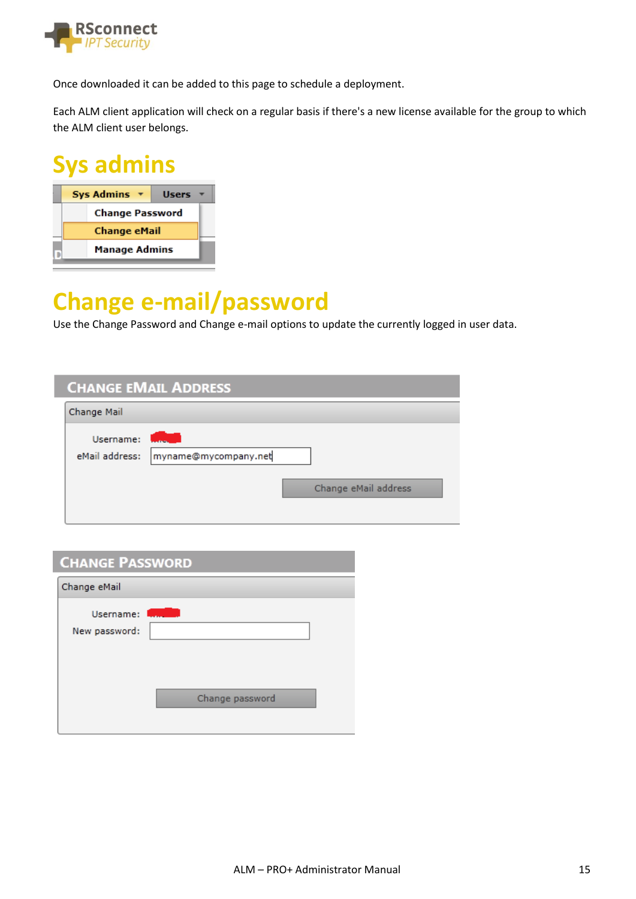Once downloaded it can be added to this page to schedule a deployment.

Each ALM client application will check on a regular basis if there's a new license available for the group to which the ALM client user belongs.

# Sys admins

Sys Admins | Users

- Change Password
- Change eMail
- Manage Admins

# Change e-mail/password

Use the Change Password and Change e-mail options to update the currently logged in user data.

**CHANGE EMAIL ADDRESS**

Change Mail

Username:

eMail address: myname@mycompany.net

Change eMail address

**CHANGE PASSWORD**

Change eMail

Username:

New password:

Change password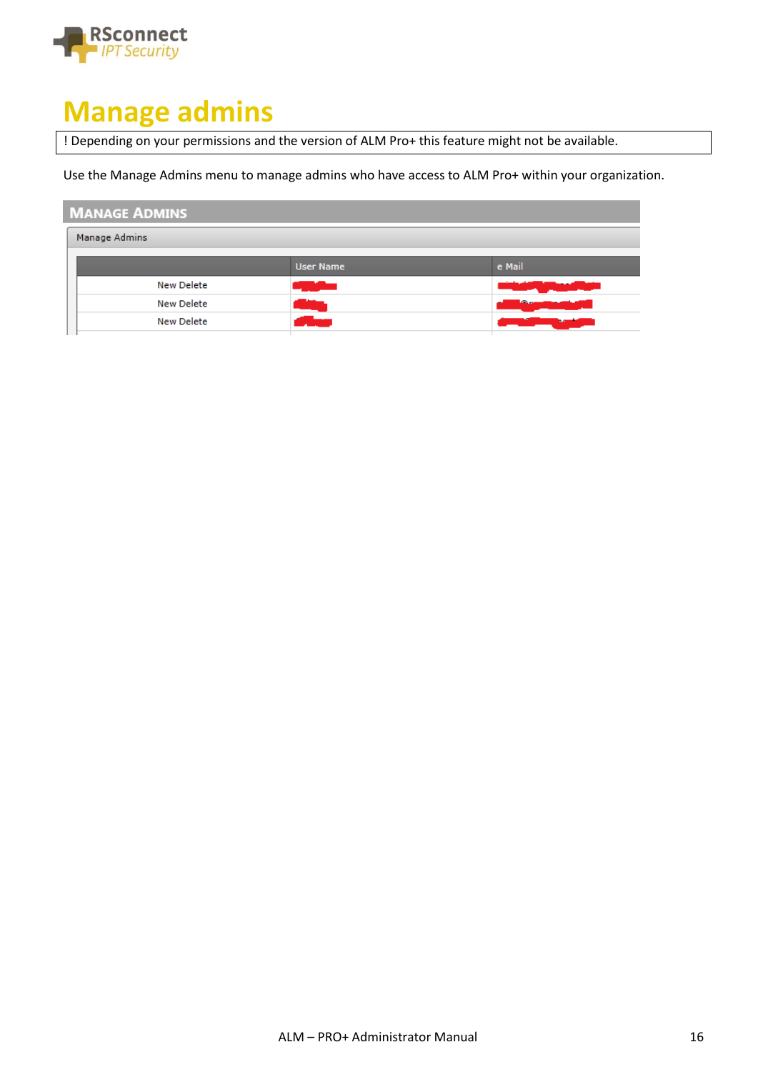# Manage admins

! Depending on your permissions and the version of ALM Pro+ this feature might not be available.

Use the Manage Admins menu to manage admins who have access to ALM Pro+ within your organization.

**MANAGE ADMINS**

Manage Admins

| | User Name | e Mail |
|---|---|---|
| New Delete | | |
| New Delete | | |
| New Delete | | |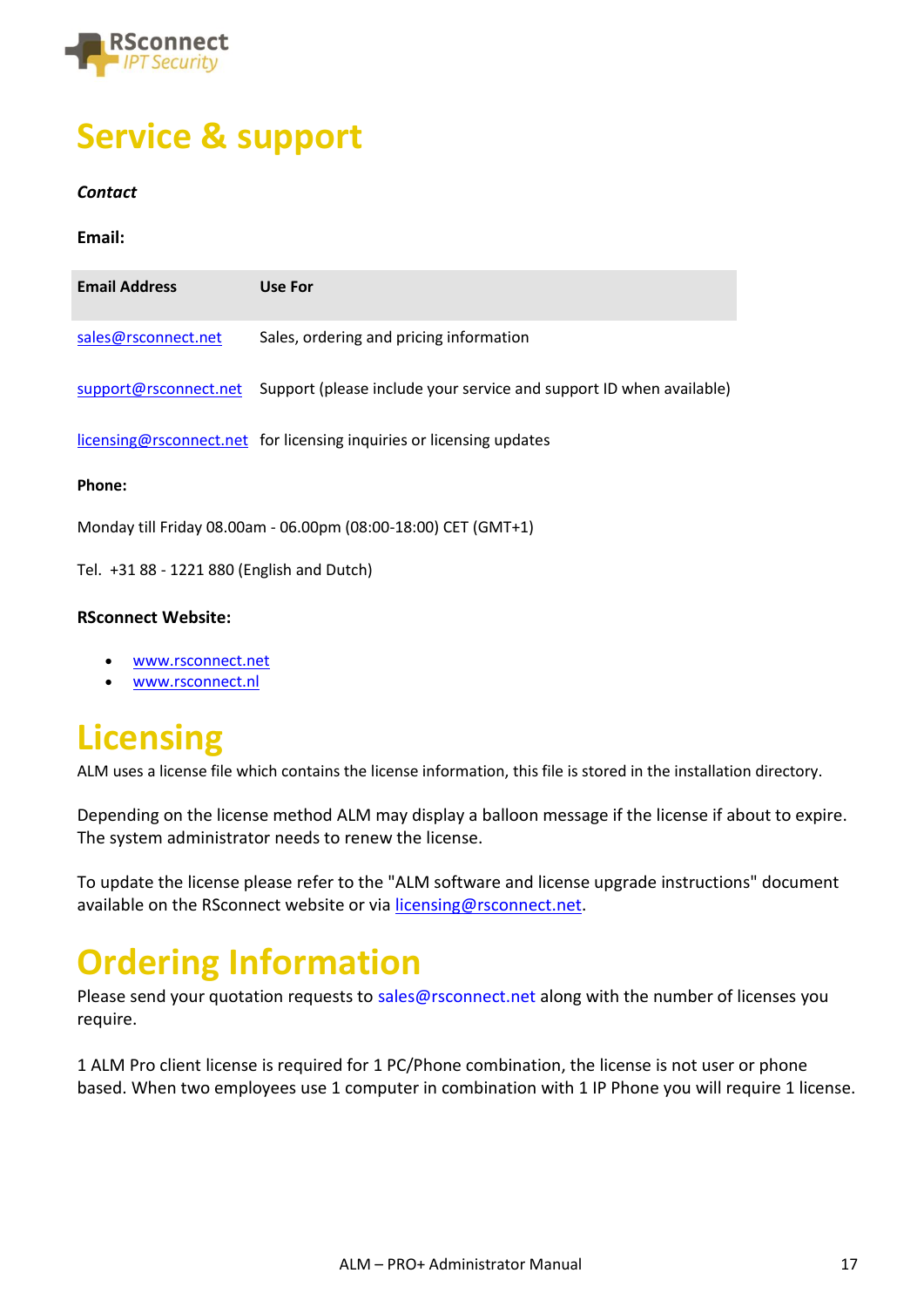# Service & support

***Contact***

**Email:**

| Email Address | Use For |
|---|---|
| sales@rsconnect.net | Sales, ordering and pricing information |
| support@rsconnect.net | Support (please include your service and support ID when available) |
| licensing@rsconnect.net | for licensing inquiries or licensing updates |

**Phone:**

Monday till Friday 08.00am - 06.00pm (08:00-18:00) CET (GMT+1)

Tel. +31 88 - 1221 880 (English and Dutch)

**RSconnect Website:**

- www.rsconnect.net
- www.rsconnect.nl

# Licensing

ALM uses a license file which contains the license information, this file is stored in the installation directory.

Depending on the license method ALM may display a balloon message if the license if about to expire. The system administrator needs to renew the license.

To update the license please refer to the "ALM software and license upgrade instructions" document available on the RSconnect website or via licensing@rsconnect.net.

# Ordering Information

Please send your quotation requests to sales@rsconnect.net along with the number of licenses you require.

1 ALM Pro client license is required for 1 PC/Phone combination, the license is not user or phone based. When two employees use 1 computer in combination with 1 IP Phone you will require 1 license.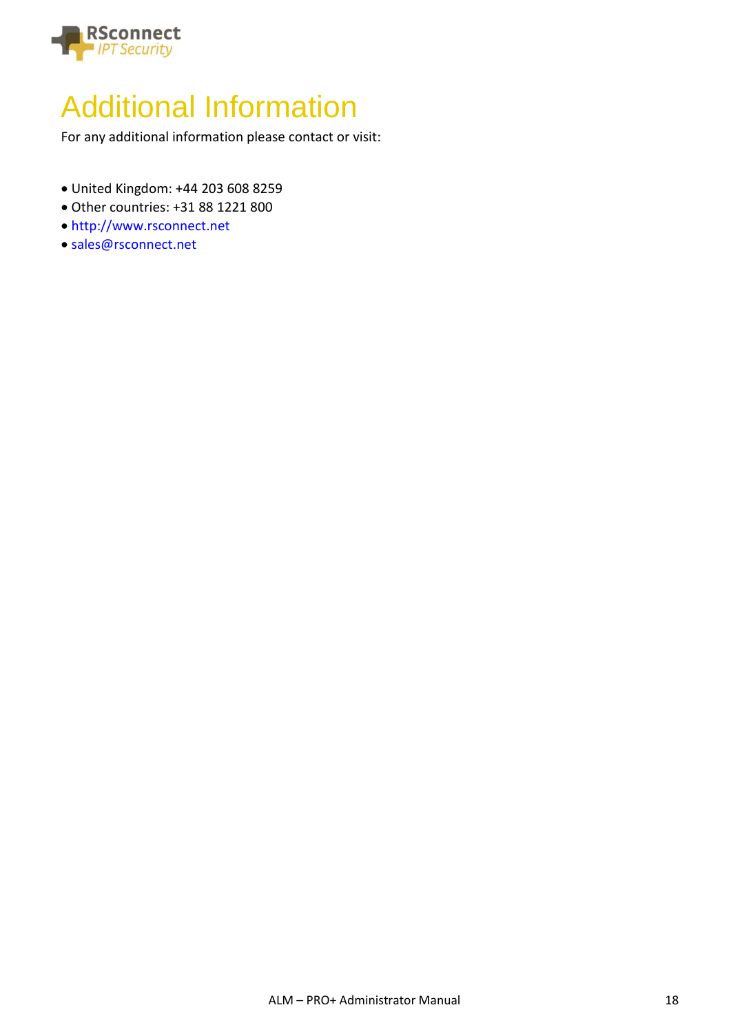# Additional Information

For any additional information please contact or visit:

- United Kingdom: +44 203 608 8259
- Other countries: +31 88 1221 800
- http://www.rsconnect.net
- sales@rsconnect.net